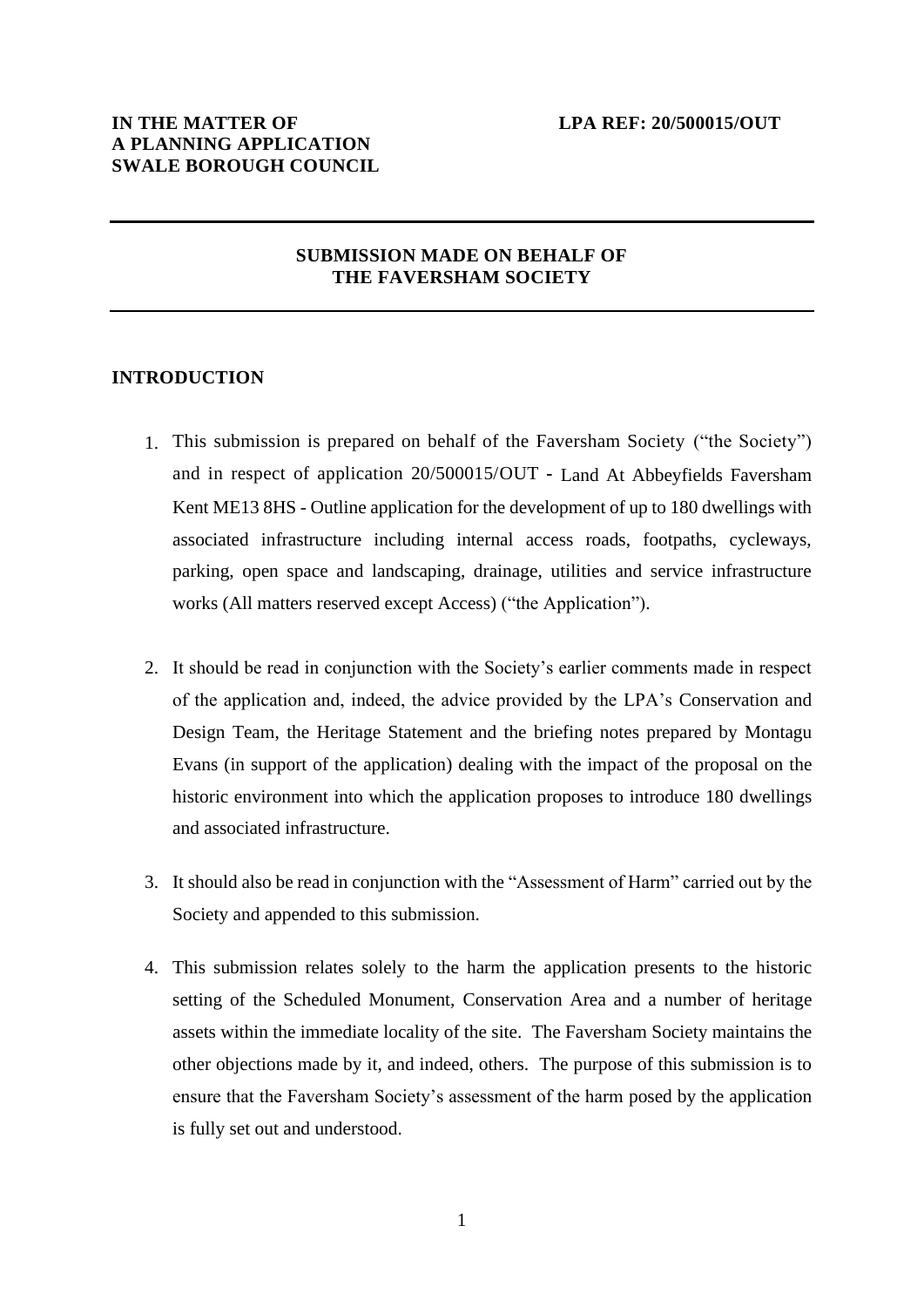**IN THE MATTER OF**
**A PLANNING APPLICATION**
**SWALE BOROUGH COUNCIL**

**LPA REF: 20/500015/OUT**

---

**SUBMISSION MADE ON BEHALF OF**
**THE FAVERSHAM SOCIETY**

---

## INTRODUCTION

1. This submission is prepared on behalf of the Faversham Society ("the Society") and in respect of application 20/500015/OUT - Land At Abbeyfields Faversham Kent ME13 8HS - Outline application for the development of up to 180 dwellings with associated infrastructure including internal access roads, footpaths, cycleways, parking, open space and landscaping, drainage, utilities and service infrastructure works (All matters reserved except Access) ("the Application").

2. It should be read in conjunction with the Society's earlier comments made in respect of the application and, indeed, the advice provided by the LPA's Conservation and Design Team, the Heritage Statement and the briefing notes prepared by Montagu Evans (in support of the application) dealing with the impact of the proposal on the historic environment into which the application proposes to introduce 180 dwellings and associated infrastructure.

3. It should also be read in conjunction with the "Assessment of Harm" carried out by the Society and appended to this submission.

4. This submission relates solely to the harm the application presents to the historic setting of the Scheduled Monument, Conservation Area and a number of heritage assets within the immediate locality of the site. The Faversham Society maintains the other objections made by it, and indeed, others. The purpose of this submission is to ensure that the Faversham Society's assessment of the harm posed by the application is fully set out and understood.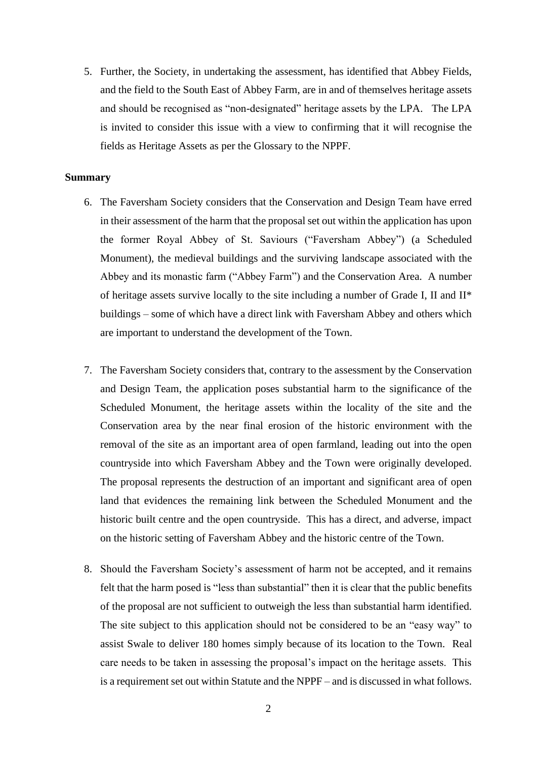5. Further, the Society, in undertaking the assessment, has identified that Abbey Fields, and the field to the South East of Abbey Farm, are in and of themselves heritage assets and should be recognised as "non-designated" heritage assets by the LPA. The LPA is invited to consider this issue with a view to confirming that it will recognise the fields as Heritage Assets as per the Glossary to the NPPF.

**Summary**

6. The Faversham Society considers that the Conservation and Design Team have erred in their assessment of the harm that the proposal set out within the application has upon the former Royal Abbey of St. Saviours ("Faversham Abbey") (a Scheduled Monument), the medieval buildings and the surviving landscape associated with the Abbey and its monastic farm ("Abbey Farm") and the Conservation Area. A number of heritage assets survive locally to the site including a number of Grade I, II and II* buildings – some of which have a direct link with Faversham Abbey and others which are important to understand the development of the Town.

7. The Faversham Society considers that, contrary to the assessment by the Conservation and Design Team, the application poses substantial harm to the significance of the Scheduled Monument, the heritage assets within the locality of the site and the Conservation area by the near final erosion of the historic environment with the removal of the site as an important area of open farmland, leading out into the open countryside into which Faversham Abbey and the Town were originally developed. The proposal represents the destruction of an important and significant area of open land that evidences the remaining link between the Scheduled Monument and the historic built centre and the open countryside. This has a direct, and adverse, impact on the historic setting of Faversham Abbey and the historic centre of the Town.

8. Should the Faversham Society's assessment of harm not be accepted, and it remains felt that the harm posed is "less than substantial" then it is clear that the public benefits of the proposal are not sufficient to outweigh the less than substantial harm identified. The site subject to this application should not be considered to be an "easy way" to assist Swale to deliver 180 homes simply because of its location to the Town. Real care needs to be taken in assessing the proposal's impact on the heritage assets. This is a requirement set out within Statute and the NPPF – and is discussed in what follows.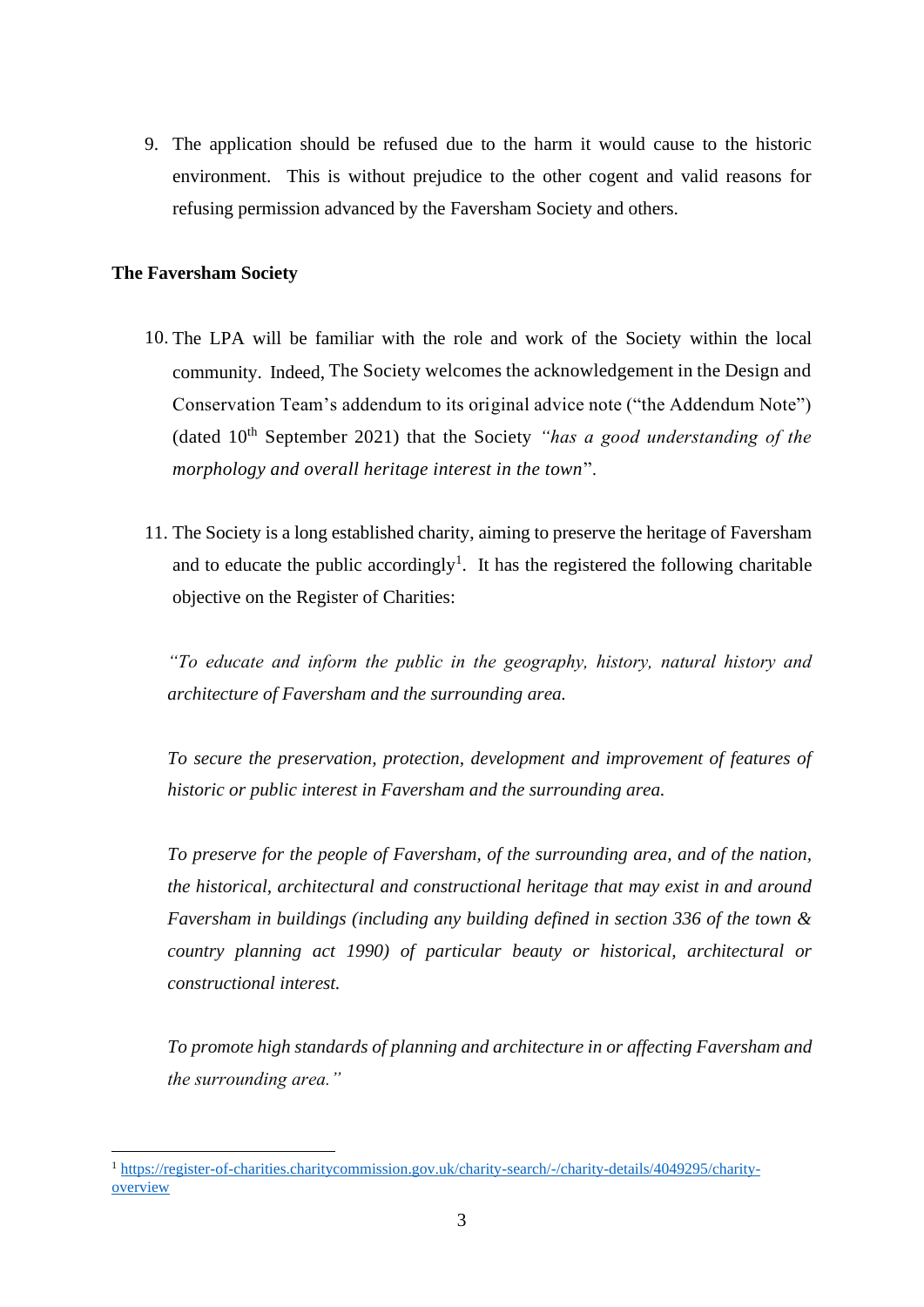9. The application should be refused due to the harm it would cause to the historic environment. This is without prejudice to the other cogent and valid reasons for refusing permission advanced by the Faversham Society and others.

**The Faversham Society**

10. The LPA will be familiar with the role and work of the Society within the local community. Indeed, The Society welcomes the acknowledgement in the Design and Conservation Team's addendum to its original advice note ("the Addendum Note") (dated 10th September 2021) that the Society *"has a good understanding of the morphology and overall heritage interest in the town"*.

11. The Society is a long established charity, aiming to preserve the heritage of Faversham and to educate the public accordingly[1]. It has the registered the following charitable objective on the Register of Charities:

*"To educate and inform the public in the geography, history, natural history and architecture of Faversham and the surrounding area.*

*To secure the preservation, protection, development and improvement of features of historic or public interest in Faversham and the surrounding area.*

*To preserve for the people of Faversham, of the surrounding area, and of the nation, the historical, architectural and constructional heritage that may exist in and around Faversham in buildings (including any building defined in section 336 of the town & country planning act 1990) of particular beauty or historical, architectural or constructional interest.*

*To promote high standards of planning and architecture in or affecting Faversham and the surrounding area."*

---

[1] https://register-of-charities.charitycommission.gov.uk/charity-search/-/charity-details/4049295/charity-overview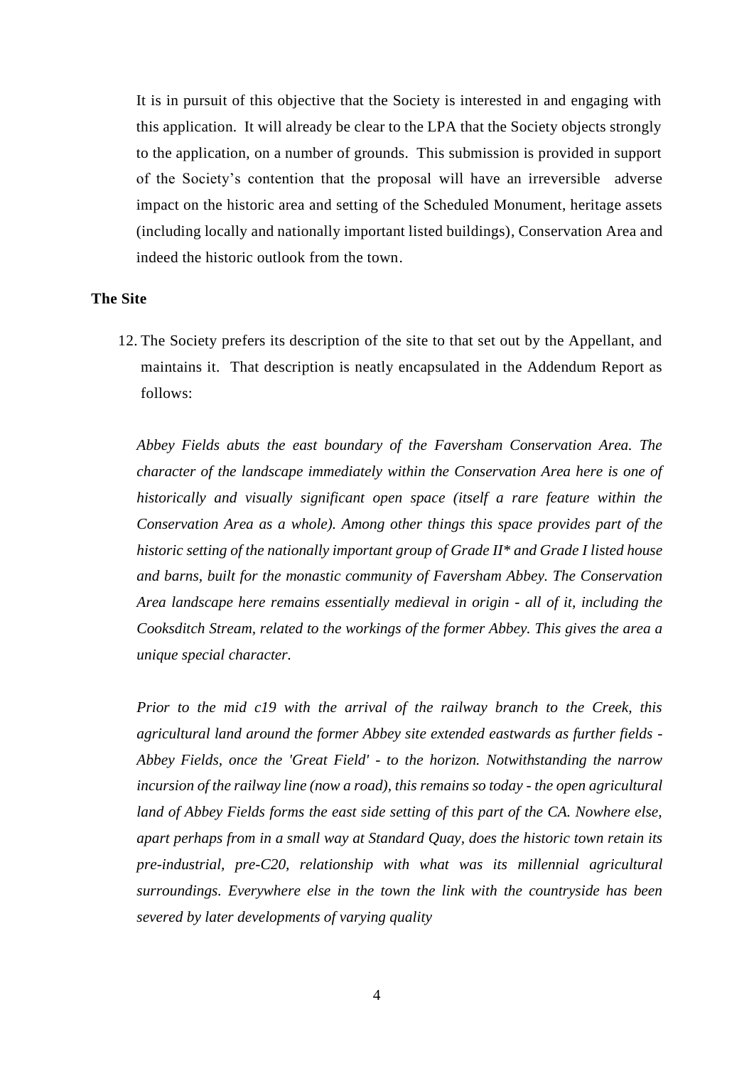It is in pursuit of this objective that the Society is interested in and engaging with this application. It will already be clear to the LPA that the Society objects strongly to the application, on a number of grounds. This submission is provided in support of the Society's contention that the proposal will have an irreversible adverse impact on the historic area and setting of the Scheduled Monument, heritage assets (including locally and nationally important listed buildings), Conservation Area and indeed the historic outlook from the town.

**The Site**

12. The Society prefers its description of the site to that set out by the Appellant, and maintains it. That description is neatly encapsulated in the Addendum Report as follows:

*Abbey Fields abuts the east boundary of the Faversham Conservation Area. The character of the landscape immediately within the Conservation Area here is one of historically and visually significant open space (itself a rare feature within the Conservation Area as a whole). Among other things this space provides part of the historic setting of the nationally important group of Grade II* and Grade I listed house and barns, built for the monastic community of Faversham Abbey. The Conservation Area landscape here remains essentially medieval in origin - all of it, including the Cooksditch Stream, related to the workings of the former Abbey. This gives the area a unique special character.*

*Prior to the mid c19 with the arrival of the railway branch to the Creek, this agricultural land around the former Abbey site extended eastwards as further fields - Abbey Fields, once the 'Great Field' - to the horizon. Notwithstanding the narrow incursion of the railway line (now a road), this remains so today - the open agricultural land of Abbey Fields forms the east side setting of this part of the CA. Nowhere else, apart perhaps from in a small way at Standard Quay, does the historic town retain its pre-industrial, pre-C20, relationship with what was its millennial agricultural surroundings. Everywhere else in the town the link with the countryside has been severed by later developments of varying quality*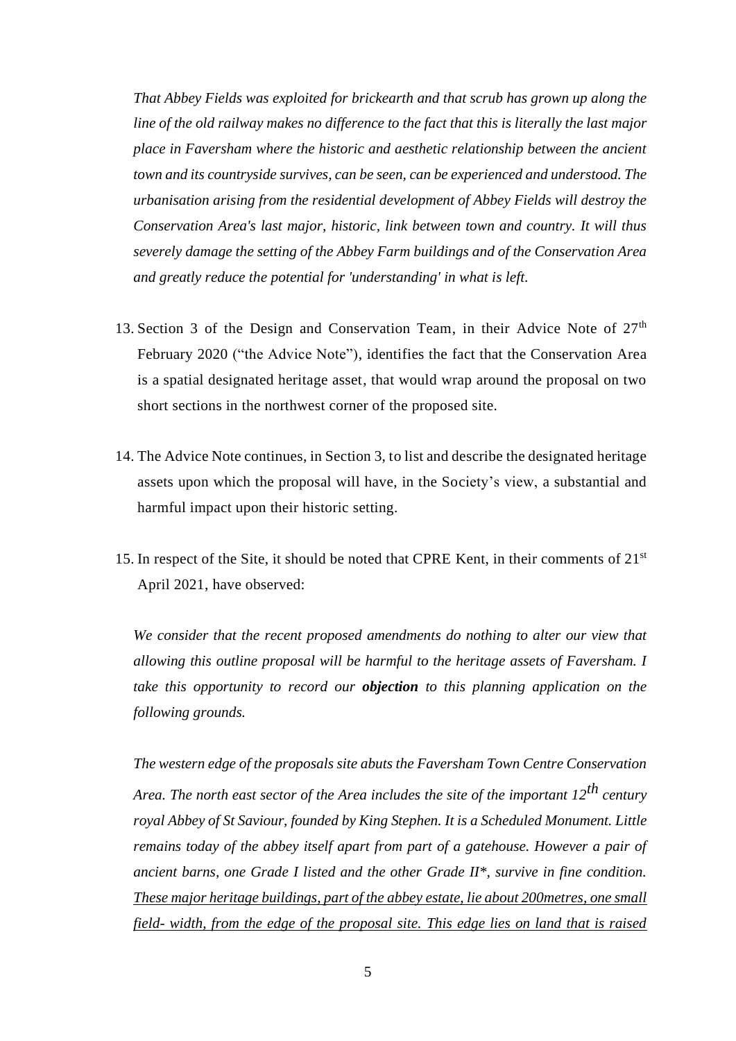*That Abbey Fields was exploited for brickearth and that scrub has grown up along the line of the old railway makes no difference to the fact that this is literally the last major place in Faversham where the historic and aesthetic relationship between the ancient town and its countryside survives, can be seen, can be experienced and understood. The urbanisation arising from the residential development of Abbey Fields will destroy the Conservation Area's last major, historic, link between town and country. It will thus severely damage the setting of the Abbey Farm buildings and of the Conservation Area and greatly reduce the potential for 'understanding' in what is left.*

13. Section 3 of the Design and Conservation Team, in their Advice Note of 27th February 2020 ("the Advice Note"), identifies the fact that the Conservation Area is a spatial designated heritage asset, that would wrap around the proposal on two short sections in the northwest corner of the proposed site.

14. The Advice Note continues, in Section 3, to list and describe the designated heritage assets upon which the proposal will have, in the Society's view, a substantial and harmful impact upon their historic setting.

15. In respect of the Site, it should be noted that CPRE Kent, in their comments of 21st April 2021, have observed:

*We consider that the recent proposed amendments do nothing to alter our view that allowing this outline proposal will be harmful to the heritage assets of Faversham. I take this opportunity to record our **objection** to this planning application on the following grounds.*

*The western edge of the proposals site abuts the Faversham Town Centre Conservation Area. The north east sector of the Area includes the site of the important 12th century royal Abbey of St Saviour, founded by King Stephen. It is a Scheduled Monument. Little remains today of the abbey itself apart from part of a gatehouse. However a pair of ancient barns, one Grade I listed and the other Grade II*, survive in fine condition. <u>These major heritage buildings, part of the abbey estate, lie about 200metres, one small field- width, from the edge of the proposal site. This edge lies on land that is raised</u>*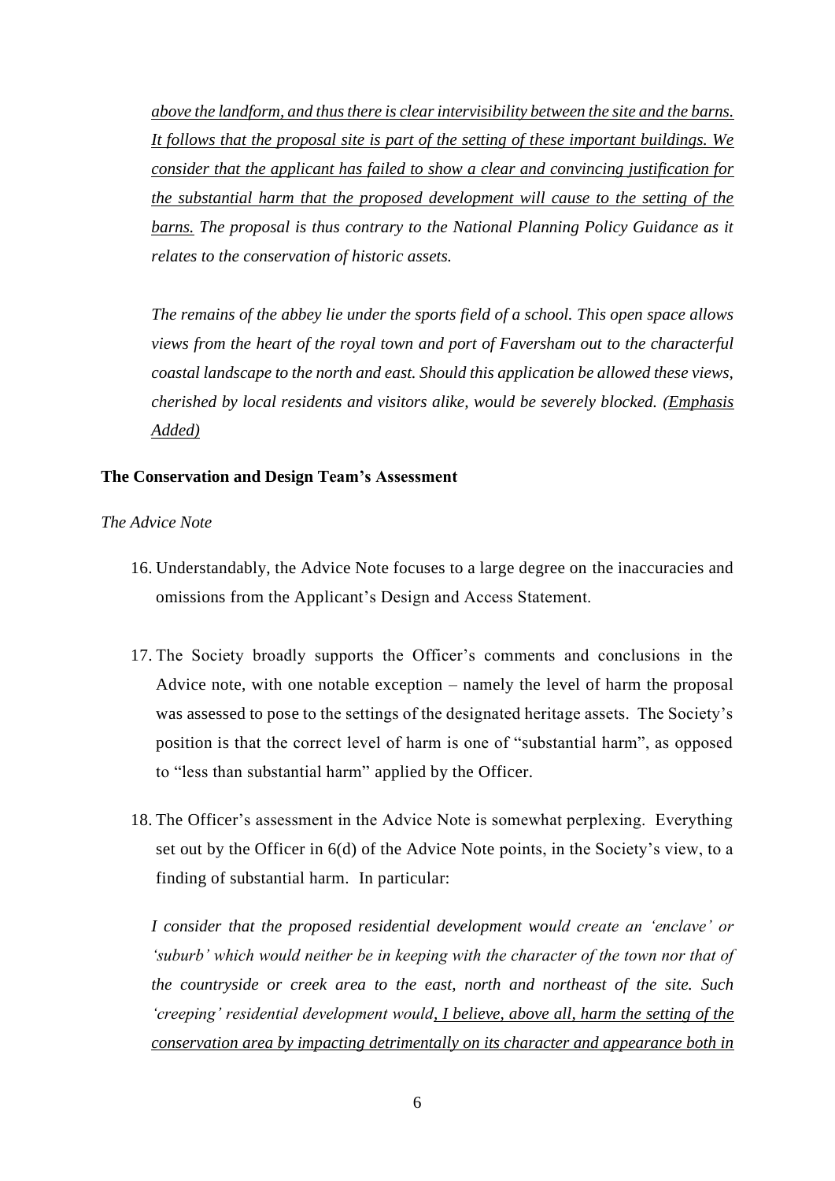*<u>above the landform, and thus there is clear intervisibility between the site and the barns. It follows that the proposal site is part of the setting of these important buildings. We consider that the applicant has failed to show a clear and convincing justification for the substantial harm that the proposed development will cause to the setting of the barns.</u> The proposal is thus contrary to the National Planning Policy Guidance as it relates to the conservation of historic assets.*

*The remains of the abbey lie under the sports field of a school. This open space allows views from the heart of the royal town and port of Faversham out to the characterful coastal landscape to the north and east. Should this application be allowed these views, cherished by local residents and visitors alike, would be severely blocked. <u>(Emphasis Added)</u>*

**The Conservation and Design Team's Assessment**

*The Advice Note*

16. Understandably, the Advice Note focuses to a large degree on the inaccuracies and omissions from the Applicant's Design and Access Statement.

17. The Society broadly supports the Officer's comments and conclusions in the Advice note, with one notable exception – namely the level of harm the proposal was assessed to pose to the settings of the designated heritage assets. The Society's position is that the correct level of harm is one of "substantial harm", as opposed to "less than substantial harm" applied by the Officer.

18. The Officer's assessment in the Advice Note is somewhat perplexing. Everything set out by the Officer in 6(d) of the Advice Note points, in the Society's view, to a finding of substantial harm. In particular:

*I consider that the proposed residential development would create an 'enclave' or 'suburb' which would neither be in keeping with the character of the town nor that of the countryside or creek area to the east, north and northeast of the site. Such 'creeping' residential development would<u>, I believe, above all, harm the setting of the conservation area by impacting detrimentally on its character and appearance both in</u>*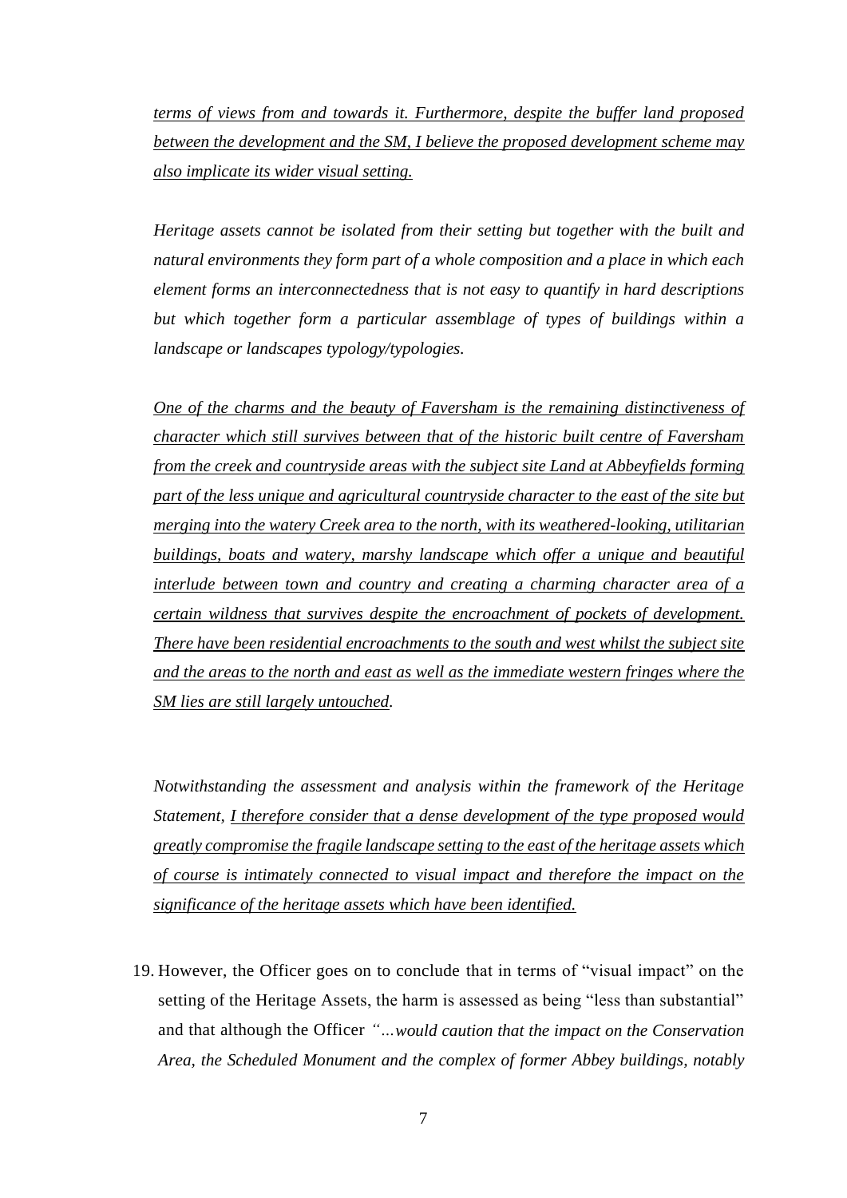*terms of views from and towards it. Furthermore, despite the buffer land proposed between the development and the SM, I believe the proposed development scheme may also implicate its wider visual setting.*

*Heritage assets cannot be isolated from their setting but together with the built and natural environments they form part of a whole composition and a place in which each element forms an interconnectedness that is not easy to quantify in hard descriptions but which together form a particular assemblage of types of buildings within a landscape or landscapes typology/typologies.*

*One of the charms and the beauty of Faversham is the remaining distinctiveness of character which still survives between that of the historic built centre of Faversham from the creek and countryside areas with the subject site Land at Abbeyfields forming part of the less unique and agricultural countryside character to the east of the site but merging into the watery Creek area to the north, with its weathered-looking, utilitarian buildings, boats and watery, marshy landscape which offer a unique and beautiful interlude between town and country and creating a charming character area of a certain wildness that survives despite the encroachment of pockets of development. There have been residential encroachments to the south and west whilst the subject site and the areas to the north and east as well as the immediate western fringes where the SM lies are still largely untouched.*

*Notwithstanding the assessment and analysis within the framework of the Heritage Statement, I therefore consider that a dense development of the type proposed would greatly compromise the fragile landscape setting to the east of the heritage assets which of course is intimately connected to visual impact and therefore the impact on the significance of the heritage assets which have been identified.*

19. However, the Officer goes on to conclude that in terms of "visual impact" on the setting of the Heritage Assets, the harm is assessed as being "less than substantial" and that although the Officer *"…would caution that the impact on the Conservation Area, the Scheduled Monument and the complex of former Abbey buildings, notably*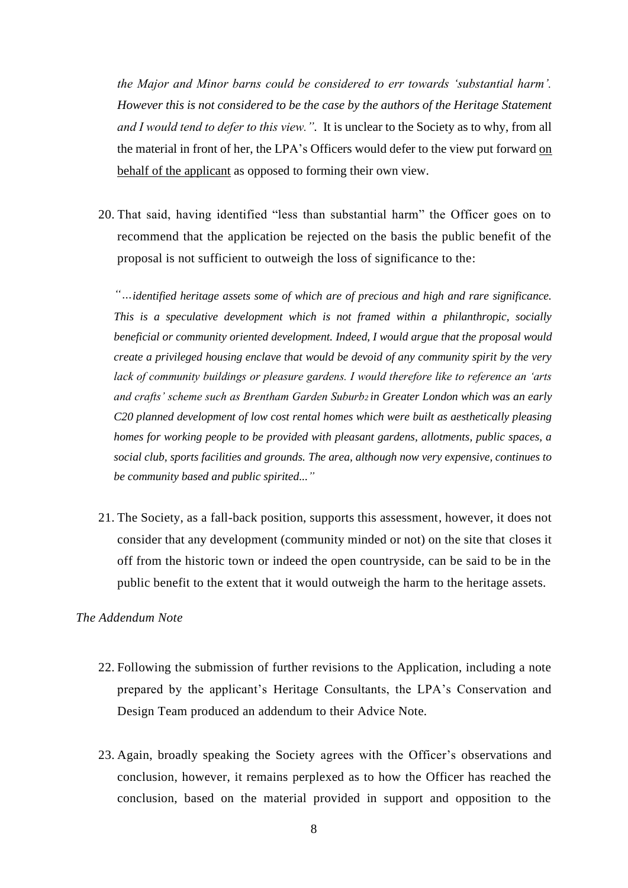*the Major and Minor barns could be considered to err towards 'substantial harm'. However this is not considered to be the case by the authors of the Heritage Statement and I would tend to defer to this view.".* It is unclear to the Society as to why, from all the material in front of her, the LPA's Officers would defer to the view put forward <u>on behalf of the applicant</u> as opposed to forming their own view.

20. That said, having identified "less than substantial harm" the Officer goes on to recommend that the application be rejected on the basis the public benefit of the proposal is not sufficient to outweigh the loss of significance to the:

> *"…identified heritage assets some of which are of precious and high and rare significance. This is a speculative development which is not framed within a philanthropic, socially beneficial or community oriented development. Indeed, I would argue that the proposal would create a privileged housing enclave that would be devoid of any community spirit by the very lack of community buildings or pleasure gardens. I would therefore like to reference an 'arts and crafts' scheme such as Brentham Garden Suburb[2] in Greater London which was an early C20 planned development of low cost rental homes which were built as aesthetically pleasing homes for working people to be provided with pleasant gardens, allotments, public spaces, a social club, sports facilities and grounds. The area, although now very expensive, continues to be community based and public spirited..."*

21. The Society, as a fall-back position, supports this assessment, however, it does not consider that any development (community minded or not) on the site that closes it off from the historic town or indeed the open countryside, can be said to be in the public benefit to the extent that it would outweigh the harm to the heritage assets.

*The Addendum Note*

22. Following the submission of further revisions to the Application, including a note prepared by the applicant's Heritage Consultants, the LPA's Conservation and Design Team produced an addendum to their Advice Note.

23. Again, broadly speaking the Society agrees with the Officer's observations and conclusion, however, it remains perplexed as to how the Officer has reached the conclusion, based on the material provided in support and opposition to the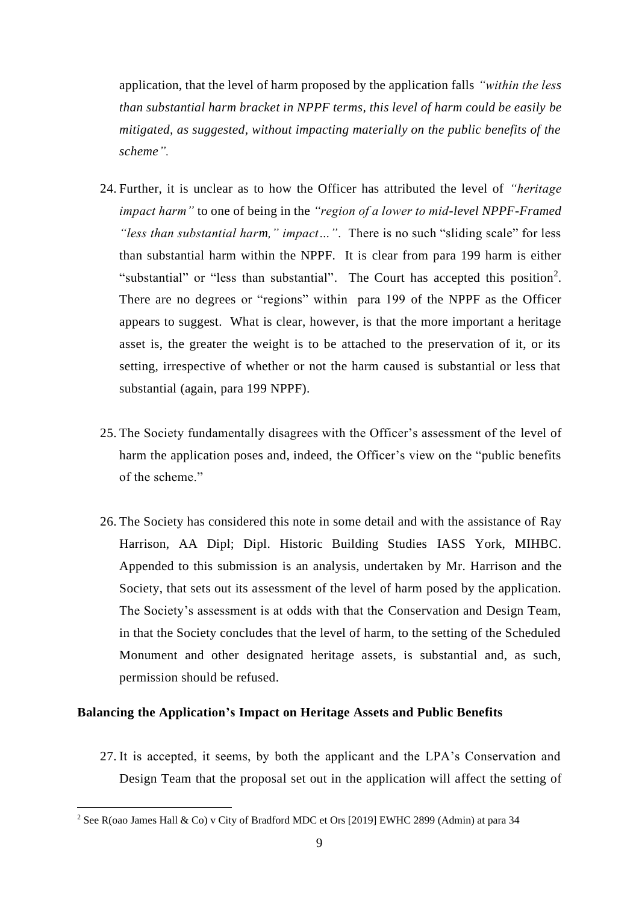application, that the level of harm proposed by the application falls *"within the less than substantial harm bracket in NPPF terms, this level of harm could be easily be mitigated, as suggested, without impacting materially on the public benefits of the scheme".*

24. Further, it is unclear as to how the Officer has attributed the level of *"heritage impact harm"* to one of being in the *"region of a lower to mid-level NPPF-Framed "less than substantial harm," impact…"*. There is no such "sliding scale" for less than substantial harm within the NPPF. It is clear from para 199 harm is either "substantial" or "less than substantial". The Court has accepted this position[2]. There are no degrees or "regions" within para 199 of the NPPF as the Officer appears to suggest. What is clear, however, is that the more important a heritage asset is, the greater the weight is to be attached to the preservation of it, or its setting, irrespective of whether or not the harm caused is substantial or less that substantial (again, para 199 NPPF).

25. The Society fundamentally disagrees with the Officer's assessment of the level of harm the application poses and, indeed, the Officer's view on the "public benefits of the scheme."

26. The Society has considered this note in some detail and with the assistance of Ray Harrison, AA Dipl; Dipl. Historic Building Studies IASS York, MIHBC. Appended to this submission is an analysis, undertaken by Mr. Harrison and the Society, that sets out its assessment of the level of harm posed by the application. The Society's assessment is at odds with that the Conservation and Design Team, in that the Society concludes that the level of harm, to the setting of the Scheduled Monument and other designated heritage assets, is substantial and, as such, permission should be refused.

**Balancing the Application's Impact on Heritage Assets and Public Benefits**

27. It is accepted, it seems, by both the applicant and the LPA's Conservation and Design Team that the proposal set out in the application will affect the setting of

[2] See R(oao James Hall & Co) v City of Bradford MDC et Ors [2019] EWHC 2899 (Admin) at para 34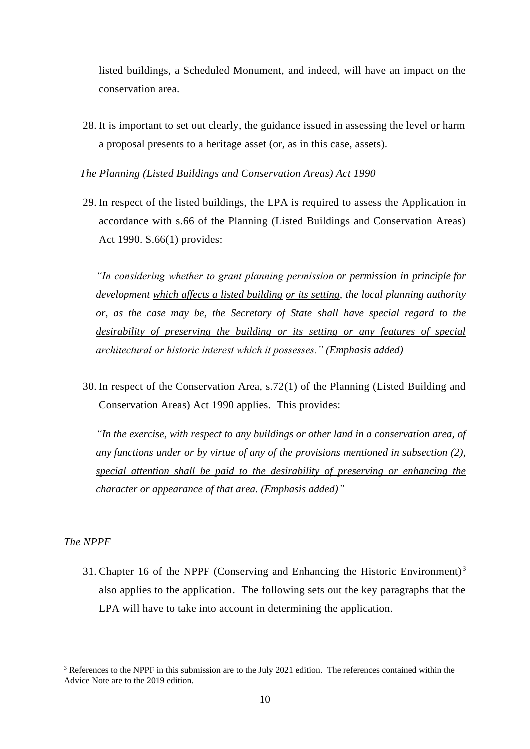listed buildings, a Scheduled Monument, and indeed, will have an impact on the conservation area.

28. It is important to set out clearly, the guidance issued in assessing the level or harm a proposal presents to a heritage asset (or, as in this case, assets).

*The Planning (Listed Buildings and Conservation Areas) Act 1990*

29. In respect of the listed buildings, the LPA is required to assess the Application in accordance with s.66 of the Planning (Listed Buildings and Conservation Areas) Act 1990. S.66(1) provides:

> *"In considering whether to grant planning permission or permission in principle for development <u>which affects a listed building</u> <u>or its setting</u>, the local planning authority or, as the case may be, the Secretary of State <u>shall have special regard to the desirability of preserving the building or its setting or any features of special architectural or historic interest which it possesses." (Emphasis added)</u>*

30. In respect of the Conservation Area, s.72(1) of the Planning (Listed Building and Conservation Areas) Act 1990 applies. This provides:

> *"In the exercise, with respect to any buildings or other land in a conservation area, of any functions under or by virtue of any of the provisions mentioned in subsection (2), <u>special attention shall be paid to the desirability of preserving or enhancing the character or appearance of that area. (Emphasis added)"</u>*

*The NPPF*

31. Chapter 16 of the NPPF (Conserving and Enhancing the Historic Environment)[3] also applies to the application. The following sets out the key paragraphs that the LPA will have to take into account in determining the application.

[3] References to the NPPF in this submission are to the July 2021 edition. The references contained within the Advice Note are to the 2019 edition.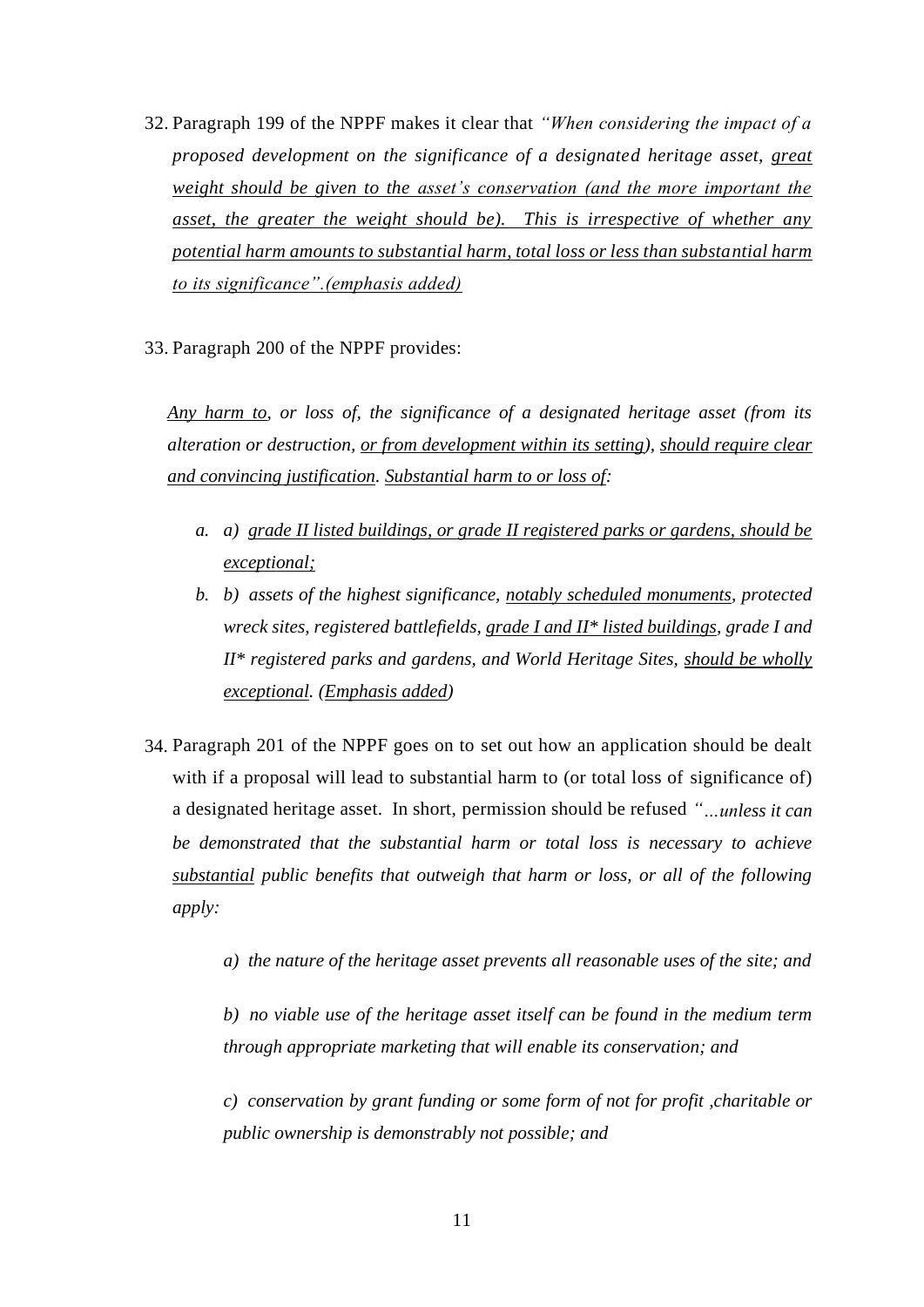32. Paragraph 199 of the NPPF makes it clear that *"When considering the impact of a proposed development on the significance of a designated heritage asset, <u>great weight should be given to the asset's conservation (and the more important the asset, the greater the weight should be). This is irrespective of whether any potential harm amounts to substantial harm, total loss or less than substantial harm to its significance".(emphasis added)</u>*

33. Paragraph 200 of the NPPF provides:

    *<u>Any harm to</u>, or loss of, the significance of a designated heritage asset (from its alteration or destruction, <u>or from development within its setting</u>), <u>should require clear and convincing justification</u>. <u>Substantial harm to or loss of</u>:*

    *a. a) <u>grade II listed buildings, or grade II registered parks or gardens, should be exceptional;</u>*

    *b. b) assets of the highest significance, <u>notably scheduled monuments</u>, protected wreck sites, registered battlefields, <u>grade I and II* listed buildings</u>, grade I and II* registered parks and gardens, and World Heritage Sites, <u>should be wholly exceptional</u>. (<u>Emphasis added</u>)*

34. Paragraph 201 of the NPPF goes on to set out how an application should be dealt with if a proposal will lead to substantial harm to (or total loss of significance of) a designated heritage asset. In short, permission should be refused *"…unless it can be demonstrated that the substantial harm or total loss is necessary to achieve <u>substantial</u> public benefits that outweigh that harm or loss, or all of the following apply:*

    *a) the nature of the heritage asset prevents all reasonable uses of the site; and*

    *b) no viable use of the heritage asset itself can be found in the medium term through appropriate marketing that will enable its conservation; and*

    *c) conservation by grant funding or some form of not for profit ,charitable or public ownership is demonstrably not possible; and*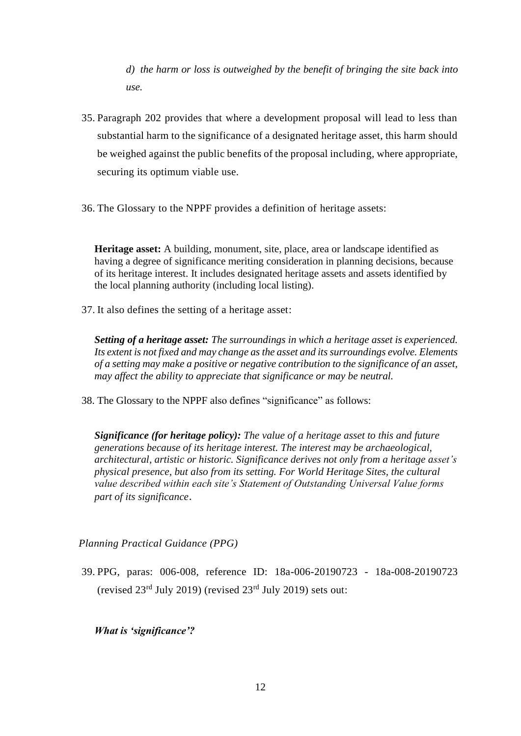*d) the harm or loss is outweighed by the benefit of bringing the site back into use.*

35. Paragraph 202 provides that where a development proposal will lead to less than substantial harm to the significance of a designated heritage asset, this harm should be weighed against the public benefits of the proposal including, where appropriate, securing its optimum viable use.

36. The Glossary to the NPPF provides a definition of heritage assets:

> **Heritage asset:** A building, monument, site, place, area or landscape identified as having a degree of significance meriting consideration in planning decisions, because of its heritage interest. It includes designated heritage assets and assets identified by the local planning authority (including local listing).

37. It also defines the setting of a heritage asset:

> ***Setting of a heritage asset:*** *The surroundings in which a heritage asset is experienced. Its extent is not fixed and may change as the asset and its surroundings evolve. Elements of a setting may make a positive or negative contribution to the significance of an asset, may affect the ability to appreciate that significance or may be neutral.*

38. The Glossary to the NPPF also defines "significance" as follows:

> ***Significance (for heritage policy):*** *The value of a heritage asset to this and future generations because of its heritage interest. The interest may be archaeological, architectural, artistic or historic. Significance derives not only from a heritage asset's physical presence, but also from its setting. For World Heritage Sites, the cultural value described within each site's Statement of Outstanding Universal Value forms part of its significance*.

*Planning Practical Guidance (PPG)*

39. PPG, paras: 006-008, reference ID: 18a-006-20190723 - 18a-008-20190723 (revised 23rd July 2019) (revised 23rd July 2019) sets out:

> ***What is 'significance'?***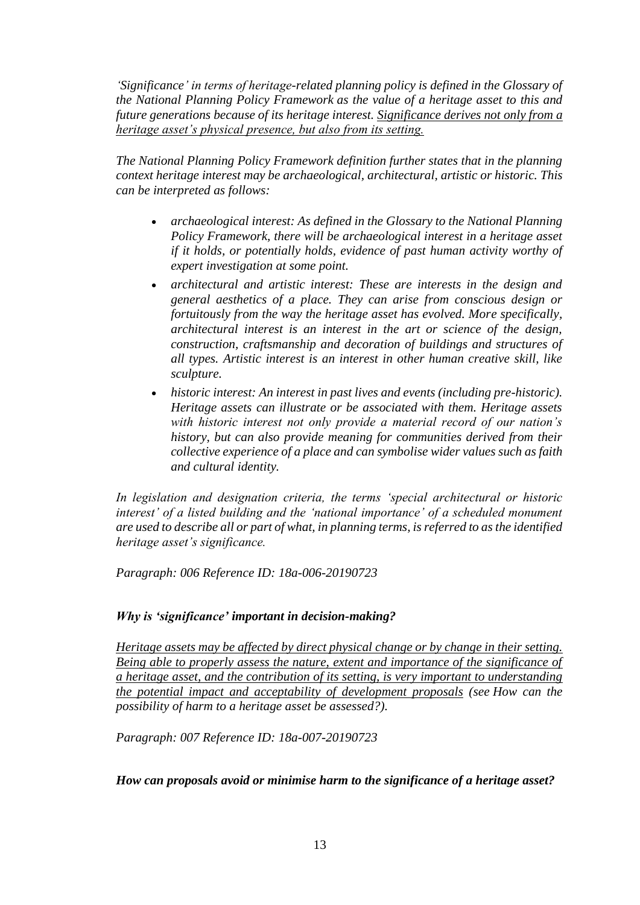*'Significance' in terms of heritage-related planning policy is defined in the Glossary of the National Planning Policy Framework as the value of a heritage asset to this and future generations because of its heritage interest. <u>Significance derives not only from a heritage asset's physical presence, but also from its setting.</u>*

*The National Planning Policy Framework definition further states that in the planning context heritage interest may be archaeological, architectural, artistic or historic. This can be interpreted as follows:*

- *archaeological interest: As defined in the Glossary to the National Planning Policy Framework, there will be archaeological interest in a heritage asset if it holds, or potentially holds, evidence of past human activity worthy of expert investigation at some point.*
- *architectural and artistic interest: These are interests in the design and general aesthetics of a place. They can arise from conscious design or fortuitously from the way the heritage asset has evolved. More specifically, architectural interest is an interest in the art or science of the design, construction, craftsmanship and decoration of buildings and structures of all types. Artistic interest is an interest in other human creative skill, like sculpture.*
- *historic interest: An interest in past lives and events (including pre-historic). Heritage assets can illustrate or be associated with them. Heritage assets with historic interest not only provide a material record of our nation's history, but can also provide meaning for communities derived from their collective experience of a place and can symbolise wider values such as faith and cultural identity.*

*In legislation and designation criteria, the terms 'special architectural or historic interest' of a listed building and the 'national importance' of a scheduled monument are used to describe all or part of what, in planning terms, is referred to as the identified heritage asset's significance.*

*Paragraph: 006 Reference ID: 18a-006-20190723*

### *Why is 'significance' important in decision-making?*

*<u>Heritage assets may be affected by direct physical change or by change in their setting. Being able to properly assess the nature, extent and importance of the significance of a heritage asset, and the contribution of its setting, is very important to understanding the potential impact and acceptability of development proposals</u> (see How can the possibility of harm to a heritage asset be assessed?).*

*Paragraph: 007 Reference ID: 18a-007-20190723*

### *How can proposals avoid or minimise harm to the significance of a heritage asset?*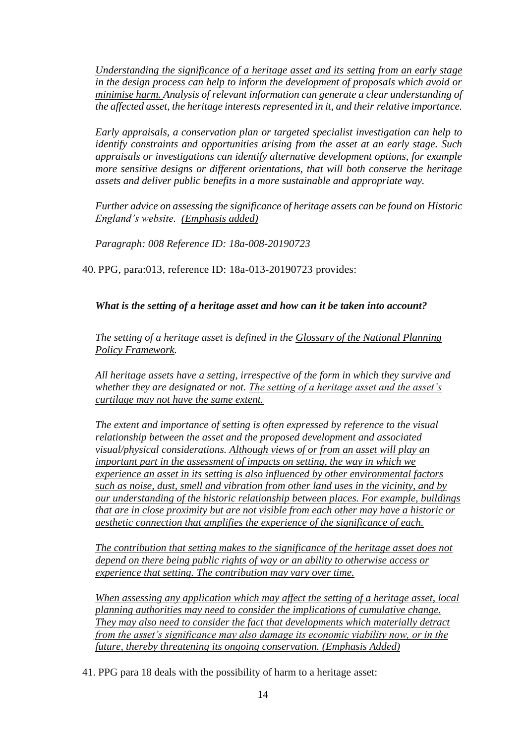*<u>Understanding the significance of a heritage asset and its setting from an early stage in the design process can help to inform the development of proposals which avoid or minimise harm.</u> Analysis of relevant information can generate a clear understanding of the affected asset, the heritage interests represented in it, and their relative importance.*

*Early appraisals, a conservation plan or targeted specialist investigation can help to identify constraints and opportunities arising from the asset at an early stage. Such appraisals or investigations can identify alternative development options, for example more sensitive designs or different orientations, that will both conserve the heritage assets and deliver public benefits in a more sustainable and appropriate way.*

*Further advice on assessing the significance of heritage assets can be found on Historic England's website. <u>(Emphasis added)</u>*

*Paragraph: 008 Reference ID: 18a-008-20190723*

40. PPG, para:013, reference ID: 18a-013-20190723 provides:

***What is the setting of a heritage asset and how can it be taken into account?***

*The setting of a heritage asset is defined in the <u>Glossary of the National Planning Policy Framework</u>.*

*All heritage assets have a setting, irrespective of the form in which they survive and whether they are designated or not. <u>The setting of a heritage asset and the asset's curtilage may not have the same extent.</u>*

*The extent and importance of setting is often expressed by reference to the visual relationship between the asset and the proposed development and associated visual/physical considerations. <u>Although views of or from an asset will play an important part in the assessment of impacts on setting, the way in which we experience an asset in its setting is also influenced by other environmental factors such as noise, dust, smell and vibration from other land uses in the vicinity, and by our understanding of the historic relationship between places. For example, buildings that are in close proximity but are not visible from each other may have a historic or aesthetic connection that amplifies the experience of the significance of each.</u>*

*<u>The contribution that setting makes to the significance of the heritage asset does not depend on there being public rights of way or an ability to otherwise access or experience that setting. The contribution may vary over time.</u>*

*<u>When assessing any application which may affect the setting of a heritage asset, local planning authorities may need to consider the implications of cumulative change. They may also need to consider the fact that developments which materially detract from the asset's significance may also damage its economic viability now, or in the future, thereby threatening its ongoing conservation. (Emphasis Added)</u>*

41. PPG para 18 deals with the possibility of harm to a heritage asset: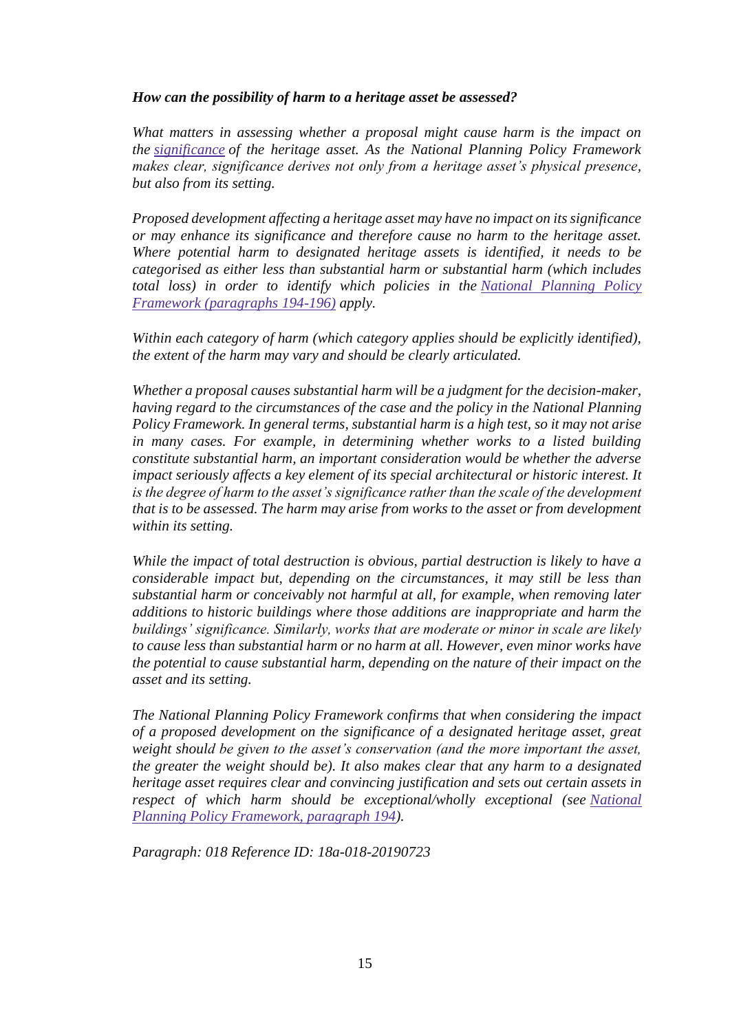***How can the possibility of harm to a heritage asset be assessed?***

*What matters in assessing whether a proposal might cause harm is the impact on the [significance](#) of the heritage asset. As the National Planning Policy Framework makes clear, significance derives not only from a heritage asset's physical presence, but also from its setting.*

*Proposed development affecting a heritage asset may have no impact on its significance or may enhance its significance and therefore cause no harm to the heritage asset. Where potential harm to designated heritage assets is identified, it needs to be categorised as either less than substantial harm or substantial harm (which includes total loss) in order to identify which policies in the [National Planning Policy Framework (paragraphs 194-196)](#) apply.*

*Within each category of harm (which category applies should be explicitly identified), the extent of the harm may vary and should be clearly articulated.*

*Whether a proposal causes substantial harm will be a judgment for the decision-maker, having regard to the circumstances of the case and the policy in the National Planning Policy Framework. In general terms, substantial harm is a high test, so it may not arise in many cases. For example, in determining whether works to a listed building constitute substantial harm, an important consideration would be whether the adverse impact seriously affects a key element of its special architectural or historic interest. It is the degree of harm to the asset's significance rather than the scale of the development that is to be assessed. The harm may arise from works to the asset or from development within its setting.*

*While the impact of total destruction is obvious, partial destruction is likely to have a considerable impact but, depending on the circumstances, it may still be less than substantial harm or conceivably not harmful at all, for example, when removing later additions to historic buildings where those additions are inappropriate and harm the buildings' significance. Similarly, works that are moderate or minor in scale are likely to cause less than substantial harm or no harm at all. However, even minor works have the potential to cause substantial harm, depending on the nature of their impact on the asset and its setting.*

*The National Planning Policy Framework confirms that when considering the impact of a proposed development on the significance of a designated heritage asset, great weight should be given to the asset's conservation (and the more important the asset, the greater the weight should be). It also makes clear that any harm to a designated heritage asset requires clear and convincing justification and sets out certain assets in respect of which harm should be exceptional/wholly exceptional (see [National Planning Policy Framework, paragraph 194](#)).*

*Paragraph: 018 Reference ID: 18a-018-20190723*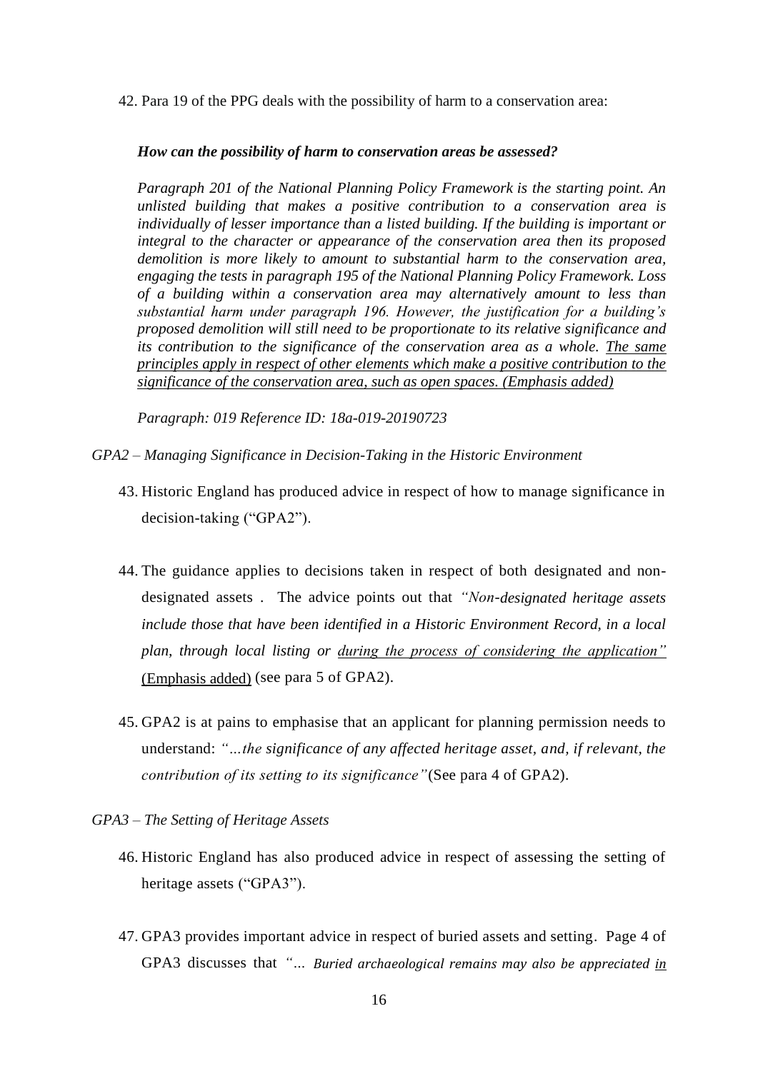42. Para 19 of the PPG deals with the possibility of harm to a conservation area:

> ***How can the possibility of harm to conservation areas be assessed?***
>
> *Paragraph 201 of the National Planning Policy Framework is the starting point. An unlisted building that makes a positive contribution to a conservation area is individually of lesser importance than a listed building. If the building is important or integral to the character or appearance of the conservation area then its proposed demolition is more likely to amount to substantial harm to the conservation area, engaging the tests in paragraph 195 of the National Planning Policy Framework. Loss of a building within a conservation area may alternatively amount to less than substantial harm under paragraph 196. However, the justification for a building's proposed demolition will still need to be proportionate to its relative significance and its contribution to the significance of the conservation area as a whole. <u>The same principles apply in respect of other elements which make a positive contribution to the significance of the conservation area, such as open spaces. (Emphasis added)</u>*
>
> *Paragraph: 019 Reference ID: 18a-019-20190723*

*GPA2 – Managing Significance in Decision-Taking in the Historic Environment*

43. Historic England has produced advice in respect of how to manage significance in decision-taking ("GPA2").

44. The guidance applies to decisions taken in respect of both designated and non-designated assets . The advice points out that *"Non-designated heritage assets include those that have been identified in a Historic Environment Record, in a local plan, through local listing or <u>during the process of considering the application</u>"* <u>(Emphasis added)</u> (see para 5 of GPA2).

45. GPA2 is at pains to emphasise that an applicant for planning permission needs to understand: *"…the significance of any affected heritage asset, and, if relevant, the contribution of its setting to its significance"* (See para 4 of GPA2).

*GPA3 – The Setting of Heritage Assets*

46. Historic England has also produced advice in respect of assessing the setting of heritage assets ("GPA3").

47. GPA3 provides important advice in respect of buried assets and setting. Page 4 of GPA3 discusses that *"… Buried archaeological remains may also be appreciated <u>in</u>*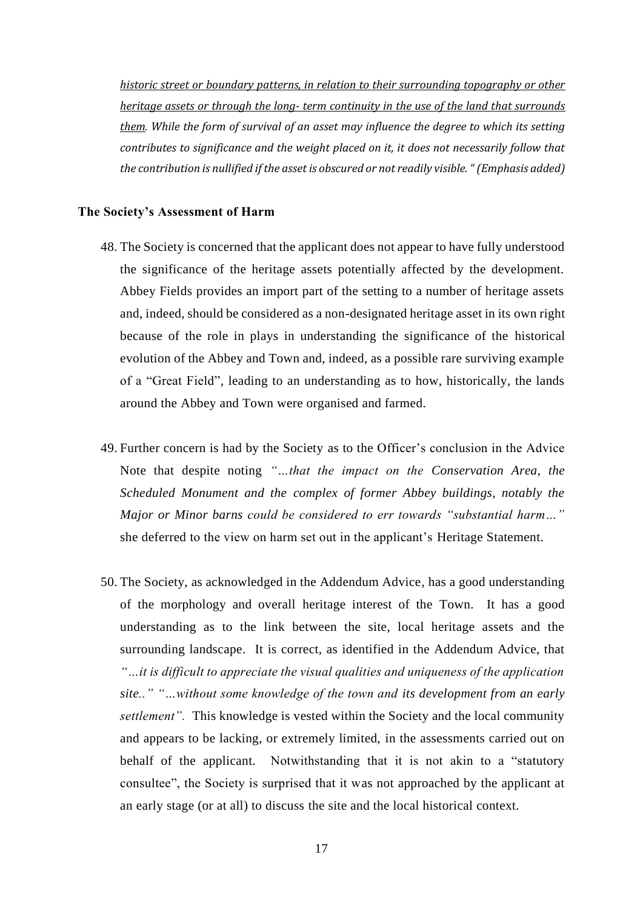*<u>historic street or boundary patterns, in relation to their surrounding topography or other heritage assets or through the long- term continuity in the use of the land that surrounds them</u>. While the form of survival of an asset may influence the degree to which its setting contributes to significance and the weight placed on it, it does not necessarily follow that the contribution is nullified if the asset is obscured or not readily visible. " (Emphasis added)*

**The Society's Assessment of Harm**

48. The Society is concerned that the applicant does not appear to have fully understood the significance of the heritage assets potentially affected by the development. Abbey Fields provides an import part of the setting to a number of heritage assets and, indeed, should be considered as a non-designated heritage asset in its own right because of the role in plays in understanding the significance of the historical evolution of the Abbey and Town and, indeed, as a possible rare surviving example of a "Great Field", leading to an understanding as to how, historically, the lands around the Abbey and Town were organised and farmed.

49. Further concern is had by the Society as to the Officer's conclusion in the Advice Note that despite noting *"…that the impact on the Conservation Area, the Scheduled Monument and the complex of former Abbey buildings, notably the Major or Minor barns could be considered to err towards "substantial harm…"* she deferred to the view on harm set out in the applicant's Heritage Statement.

50. The Society, as acknowledged in the Addendum Advice, has a good understanding of the morphology and overall heritage interest of the Town. It has a good understanding as to the link between the site, local heritage assets and the surrounding landscape. It is correct, as identified in the Addendum Advice, that *"…it is difficult to appreciate the visual qualities and uniqueness of the application site.." "…without some knowledge of the town and its development from an early settlement".* This knowledge is vested within the Society and the local community and appears to be lacking, or extremely limited, in the assessments carried out on behalf of the applicant. Notwithstanding that it is not akin to a "statutory consultee", the Society is surprised that it was not approached by the applicant at an early stage (or at all) to discuss the site and the local historical context.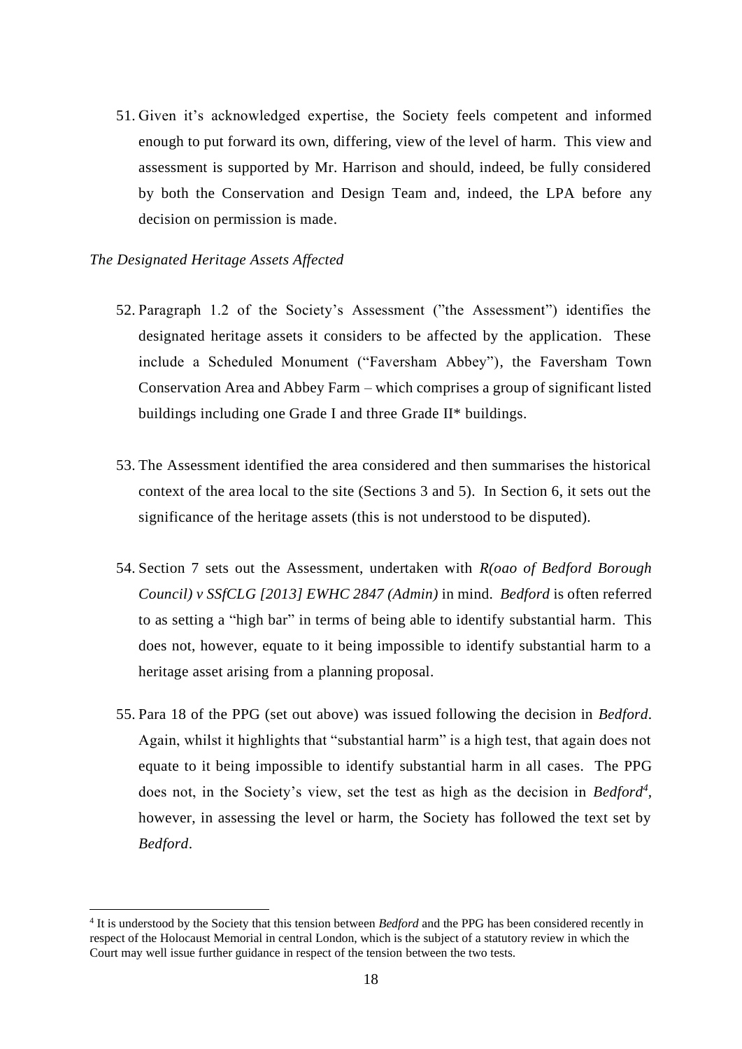51. Given it's acknowledged expertise, the Society feels competent and informed enough to put forward its own, differing, view of the level of harm. This view and assessment is supported by Mr. Harrison and should, indeed, be fully considered by both the Conservation and Design Team and, indeed, the LPA before any decision on permission is made.

*The Designated Heritage Assets Affected*

52. Paragraph 1.2 of the Society's Assessment ("the Assessment") identifies the designated heritage assets it considers to be affected by the application. These include a Scheduled Monument ("Faversham Abbey"), the Faversham Town Conservation Area and Abbey Farm – which comprises a group of significant listed buildings including one Grade I and three Grade II* buildings.

53. The Assessment identified the area considered and then summarises the historical context of the area local to the site (Sections 3 and 5). In Section 6, it sets out the significance of the heritage assets (this is not understood to be disputed).

54. Section 7 sets out the Assessment, undertaken with *R(oao of Bedford Borough Council) v SSfCLG [2013] EWHC 2847 (Admin)* in mind. *Bedford* is often referred to as setting a "high bar" in terms of being able to identify substantial harm. This does not, however, equate to it being impossible to identify substantial harm to a heritage asset arising from a planning proposal.

55. Para 18 of the PPG (set out above) was issued following the decision in *Bedford*. Again, whilst it highlights that "substantial harm" is a high test, that again does not equate to it being impossible to identify substantial harm in all cases. The PPG does not, in the Society's view, set the test as high as the decision in *Bedford*[4], however, in assessing the level or harm, the Society has followed the text set by *Bedford*.

---

[4] It is understood by the Society that this tension between *Bedford* and the PPG has been considered recently in respect of the Holocaust Memorial in central London, which is the subject of a statutory review in which the Court may well issue further guidance in respect of the tension between the two tests.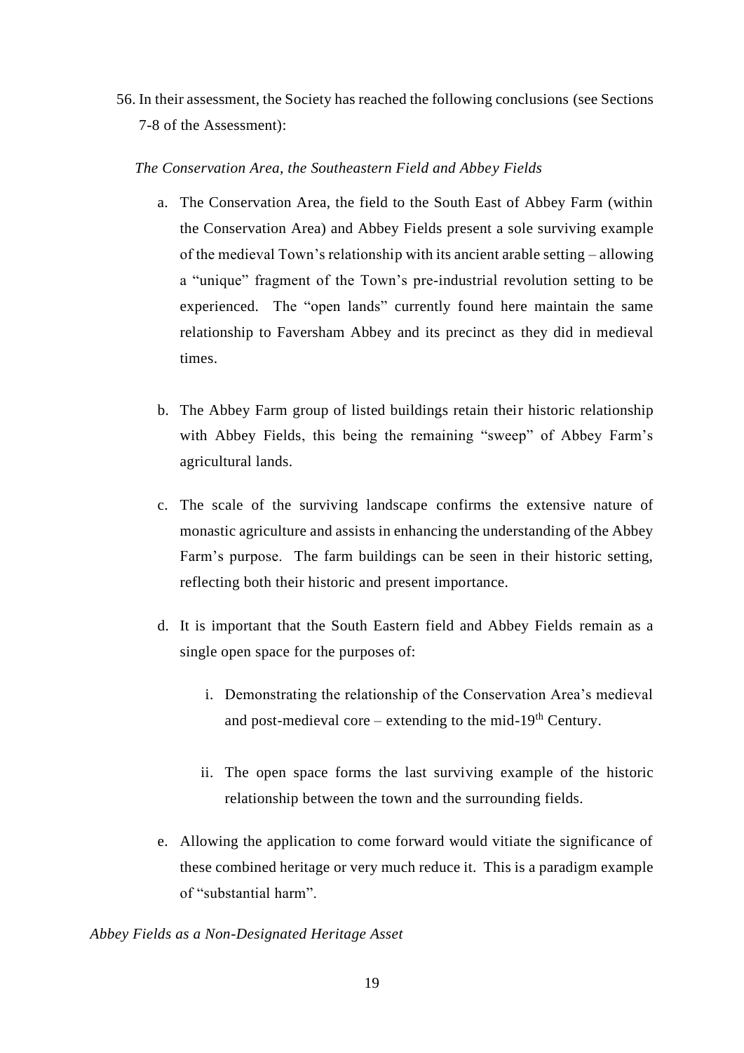56. In their assessment, the Society has reached the following conclusions (see Sections 7-8 of the Assessment):

*The Conservation Area, the Southeastern Field and Abbey Fields*

a. The Conservation Area, the field to the South East of Abbey Farm (within the Conservation Area) and Abbey Fields present a sole surviving example of the medieval Town's relationship with its ancient arable setting – allowing a "unique" fragment of the Town's pre-industrial revolution setting to be experienced. The "open lands" currently found here maintain the same relationship to Faversham Abbey and its precinct as they did in medieval times.

b. The Abbey Farm group of listed buildings retain their historic relationship with Abbey Fields, this being the remaining "sweep" of Abbey Farm's agricultural lands.

c. The scale of the surviving landscape confirms the extensive nature of monastic agriculture and assists in enhancing the understanding of the Abbey Farm's purpose. The farm buildings can be seen in their historic setting, reflecting both their historic and present importance.

d. It is important that the South Eastern field and Abbey Fields remain as a single open space for the purposes of:

    i. Demonstrating the relationship of the Conservation Area's medieval and post-medieval core – extending to the mid-19th Century.

    ii. The open space forms the last surviving example of the historic relationship between the town and the surrounding fields.

e. Allowing the application to come forward would vitiate the significance of these combined heritage or very much reduce it. This is a paradigm example of "substantial harm".

*Abbey Fields as a Non-Designated Heritage Asset*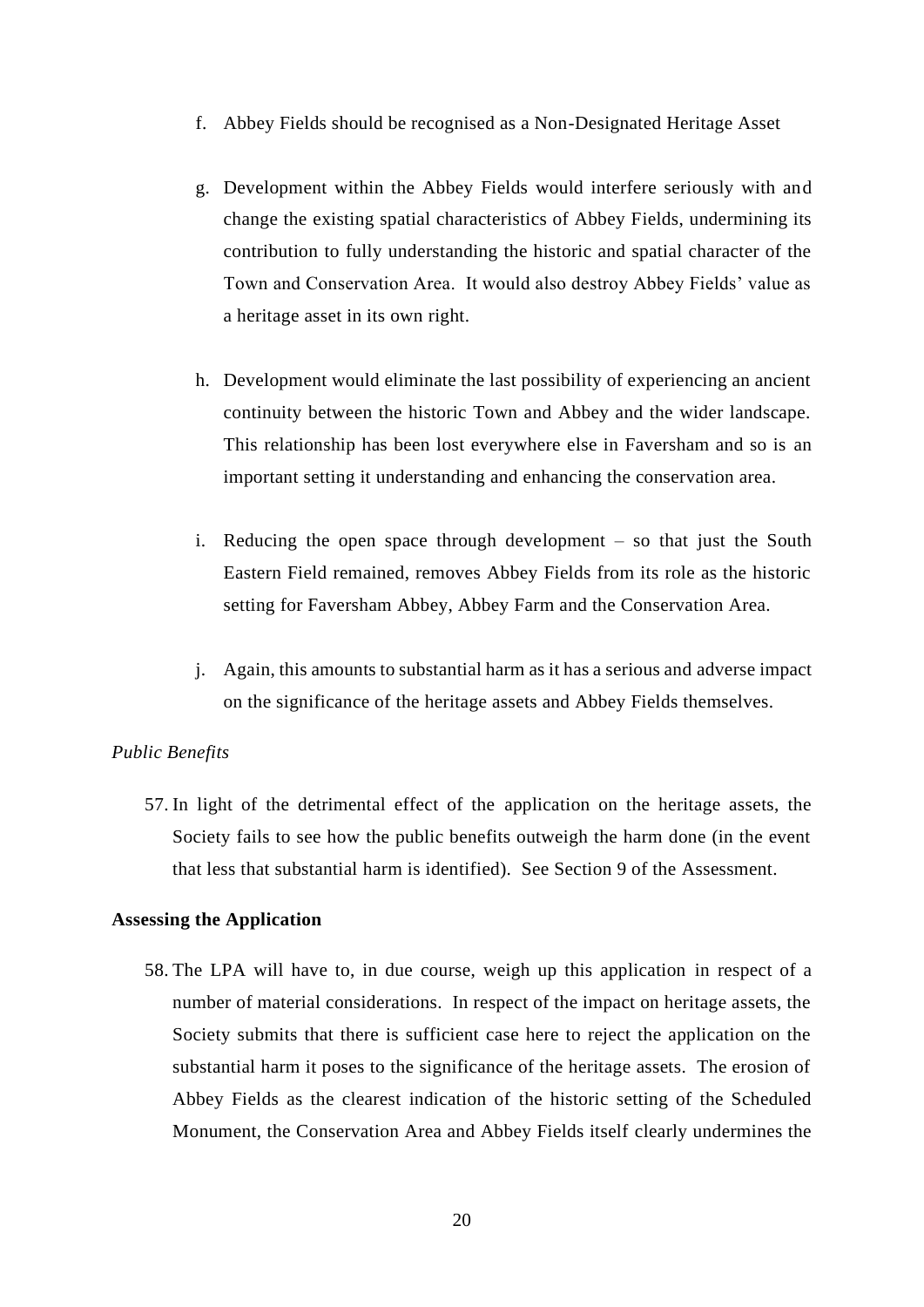f. Abbey Fields should be recognised as a Non-Designated Heritage Asset

g. Development within the Abbey Fields would interfere seriously with and change the existing spatial characteristics of Abbey Fields, undermining its contribution to fully understanding the historic and spatial character of the Town and Conservation Area. It would also destroy Abbey Fields' value as a heritage asset in its own right.

h. Development would eliminate the last possibility of experiencing an ancient continuity between the historic Town and Abbey and the wider landscape. This relationship has been lost everywhere else in Faversham and so is an important setting it understanding and enhancing the conservation area.

i. Reducing the open space through development – so that just the South Eastern Field remained, removes Abbey Fields from its role as the historic setting for Faversham Abbey, Abbey Farm and the Conservation Area.

j. Again, this amounts to substantial harm as it has a serious and adverse impact on the significance of the heritage assets and Abbey Fields themselves.

*Public Benefits*

57. In light of the detrimental effect of the application on the heritage assets, the Society fails to see how the public benefits outweigh the harm done (in the event that less that substantial harm is identified). See Section 9 of the Assessment.

**Assessing the Application**

58. The LPA will have to, in due course, weigh up this application in respect of a number of material considerations. In respect of the impact on heritage assets, the Society submits that there is sufficient case here to reject the application on the substantial harm it poses to the significance of the heritage assets. The erosion of Abbey Fields as the clearest indication of the historic setting of the Scheduled Monument, the Conservation Area and Abbey Fields itself clearly undermines the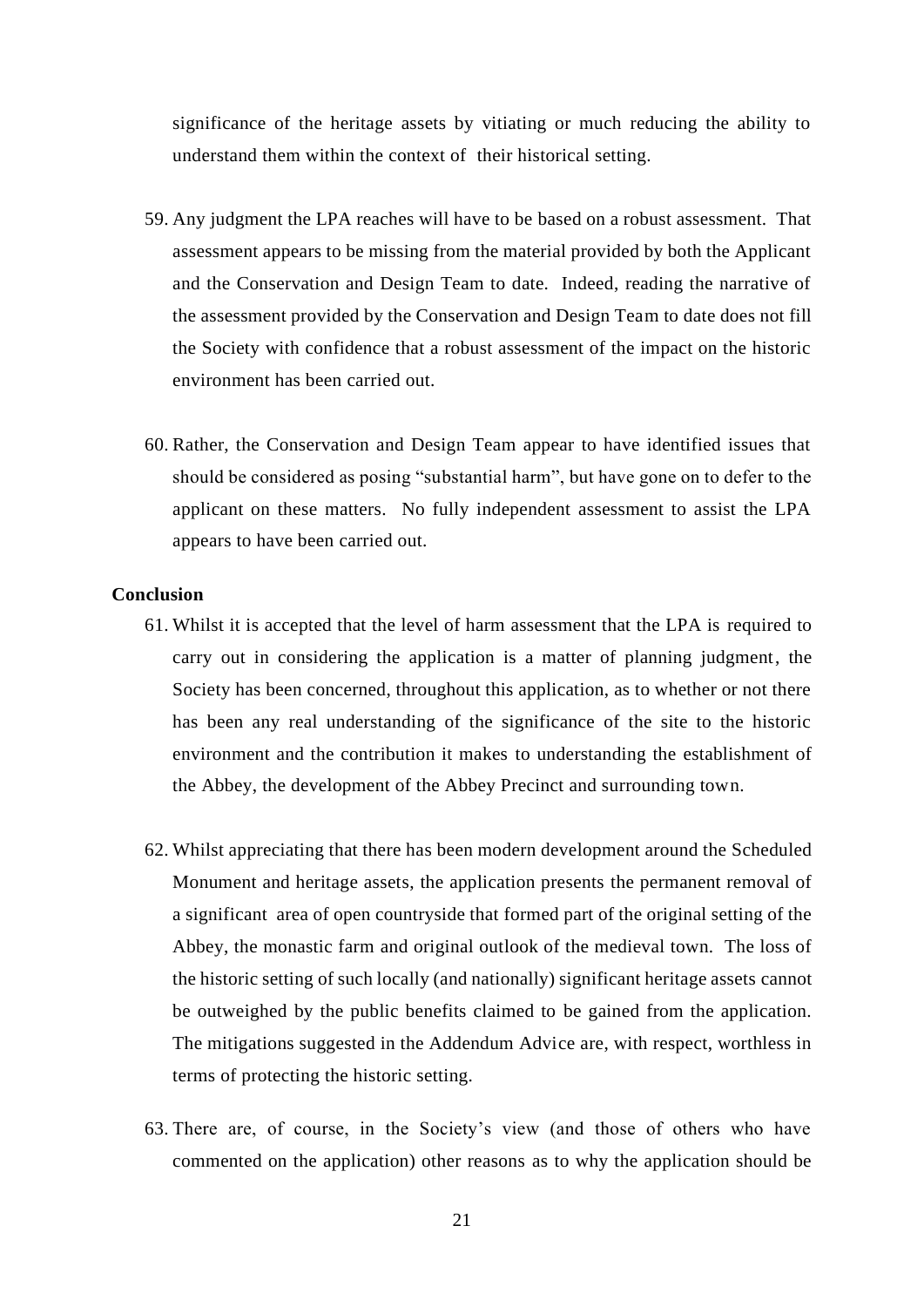significance of the heritage assets by vitiating or much reducing the ability to understand them within the context of their historical setting.

59. Any judgment the LPA reaches will have to be based on a robust assessment. That assessment appears to be missing from the material provided by both the Applicant and the Conservation and Design Team to date. Indeed, reading the narrative of the assessment provided by the Conservation and Design Team to date does not fill the Society with confidence that a robust assessment of the impact on the historic environment has been carried out.

60. Rather, the Conservation and Design Team appear to have identified issues that should be considered as posing "substantial harm", but have gone on to defer to the applicant on these matters. No fully independent assessment to assist the LPA appears to have been carried out.

**Conclusion**

61. Whilst it is accepted that the level of harm assessment that the LPA is required to carry out in considering the application is a matter of planning judgment, the Society has been concerned, throughout this application, as to whether or not there has been any real understanding of the significance of the site to the historic environment and the contribution it makes to understanding the establishment of the Abbey, the development of the Abbey Precinct and surrounding town.

62. Whilst appreciating that there has been modern development around the Scheduled Monument and heritage assets, the application presents the permanent removal of a significant area of open countryside that formed part of the original setting of the Abbey, the monastic farm and original outlook of the medieval town. The loss of the historic setting of such locally (and nationally) significant heritage assets cannot be outweighed by the public benefits claimed to be gained from the application. The mitigations suggested in the Addendum Advice are, with respect, worthless in terms of protecting the historic setting.

63. There are, of course, in the Society's view (and those of others who have commented on the application) other reasons as to why the application should be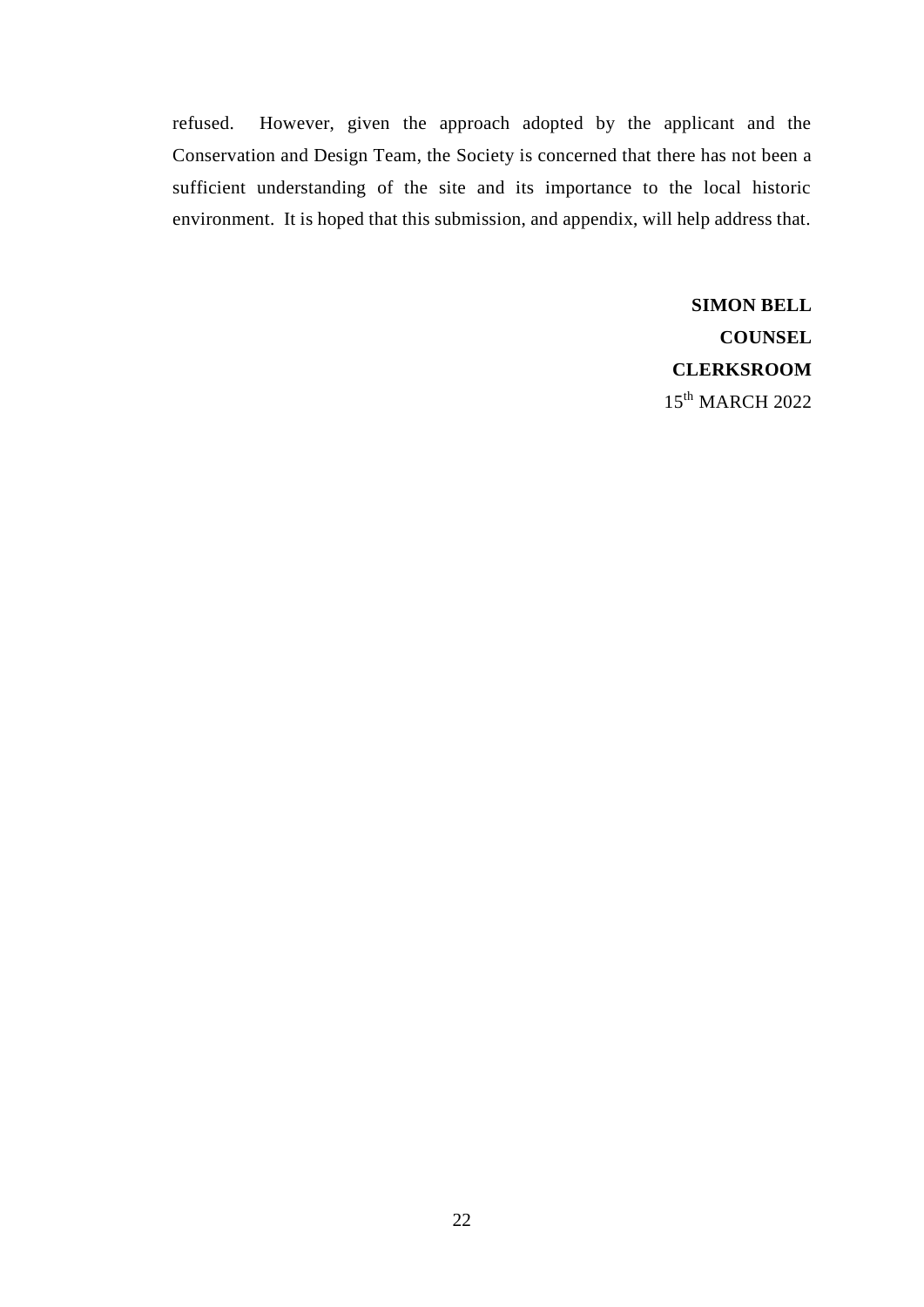refused. However, given the approach adopted by the applicant and the Conservation and Design Team, the Society is concerned that there has not been a sufficient understanding of the site and its importance to the local historic environment. It is hoped that this submission, and appendix, will help address that.

**SIMON BELL**
**COUNSEL**
**CLERKSROOM**
15th MARCH 2022